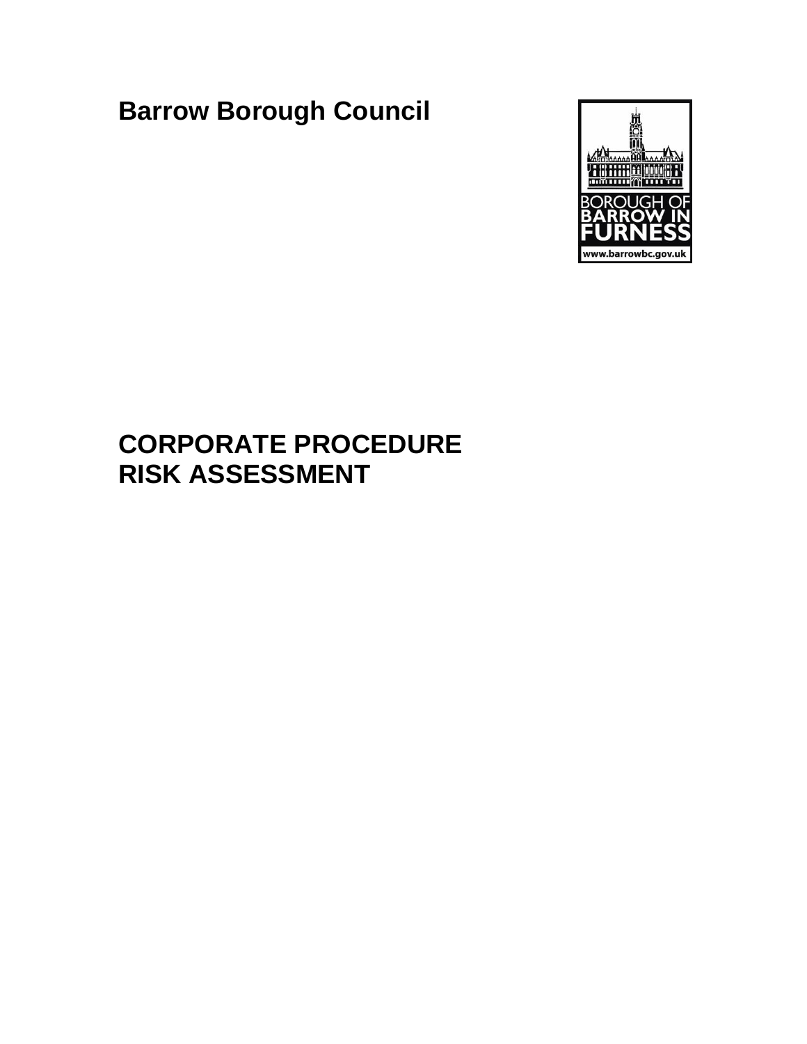# Barrow Borough Council

# CORPORATE PROCEDURE
# RISK ASSESSMENT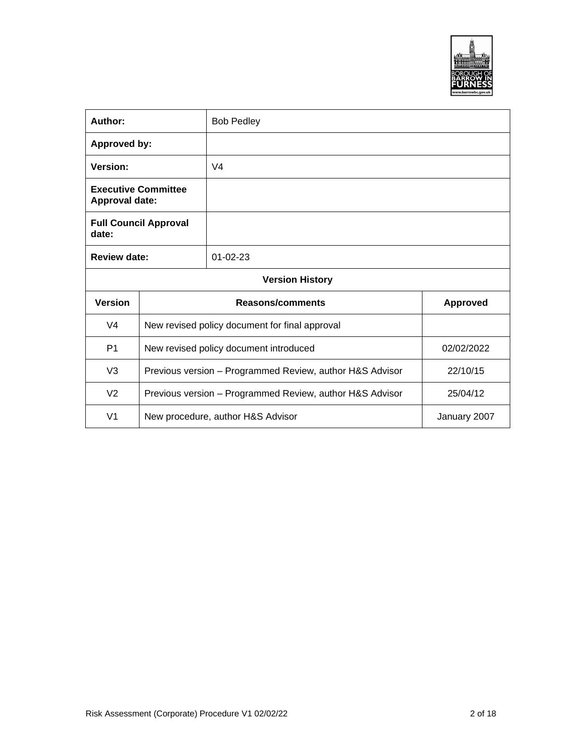| **Author:** | Bob Pedley |
|---|---|
| **Approved by:** | |
| **Version:** | V4 |
| **Executive Committee Approval date:** | |
| **Full Council Approval date:** | |
| **Review date:** | 01-02-23 |

**Version History**

| Version | Reasons/comments | Approved |
|---|---|---|
| V4 | New revised policy document for final approval | |
| P1 | New revised policy document introduced | 02/02/2022 |
| V3 | Previous version – Programmed Review, author H&S Advisor | 22/10/15 |
| V2 | Previous version – Programmed Review, author H&S Advisor | 25/04/12 |
| V1 | New procedure, author H&S Advisor | January 2007 |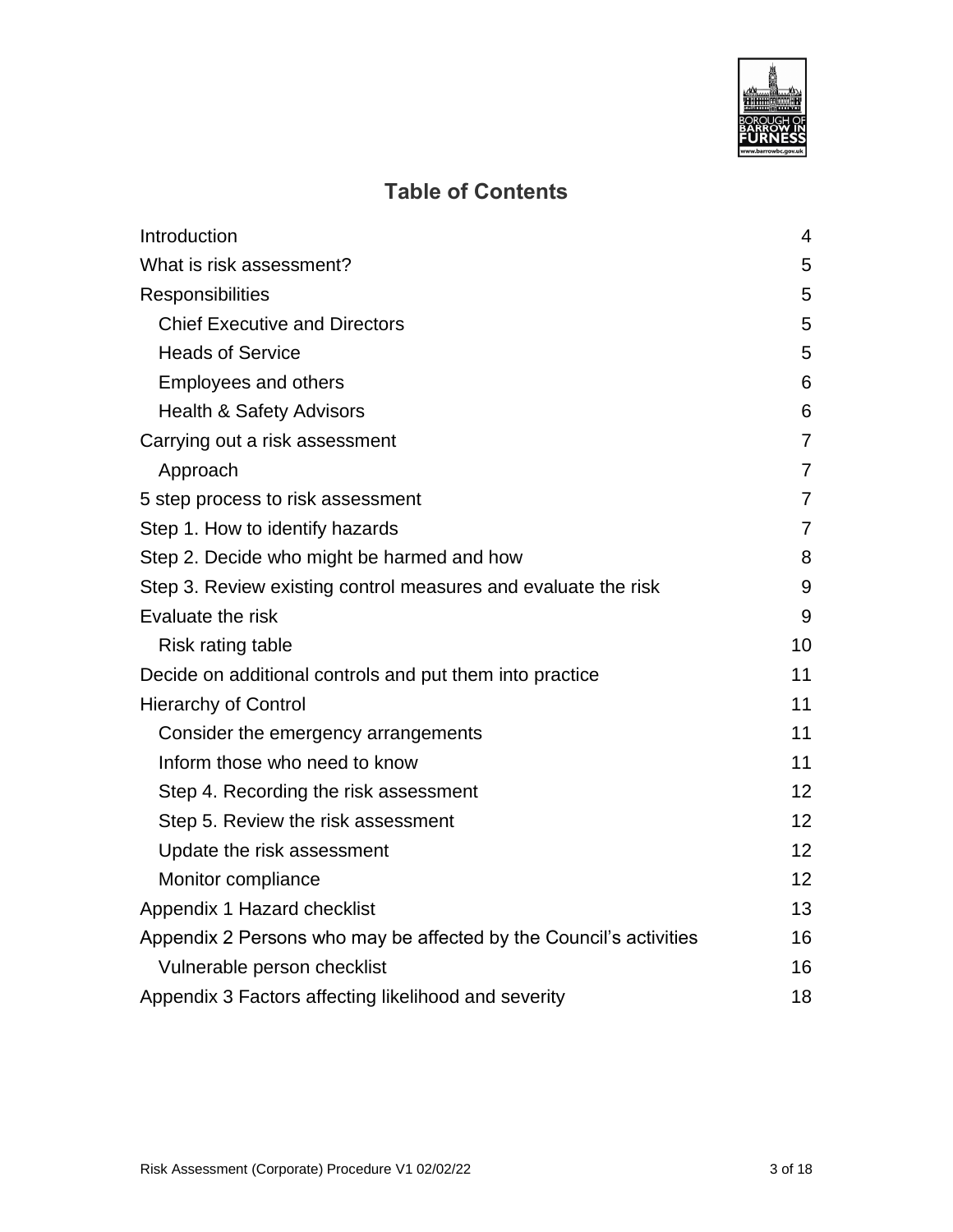## Table of Contents

| | |
|---|---|
| Introduction | 4 |
| What is risk assessment? | 5 |
| Responsibilities | 5 |
| Chief Executive and Directors | 5 |
| Heads of Service | 5 |
| Employees and others | 6 |
| Health & Safety Advisors | 6 |
| Carrying out a risk assessment | 7 |
| Approach | 7 |
| 5 step process to risk assessment | 7 |
| Step 1. How to identify hazards | 7 |
| Step 2. Decide who might be harmed and how | 8 |
| Step 3. Review existing control measures and evaluate the risk | 9 |
| Evaluate the risk | 9 |
| Risk rating table | 10 |
| Decide on additional controls and put them into practice | 11 |
| Hierarchy of Control | 11 |
| Consider the emergency arrangements | 11 |
| Inform those who need to know | 11 |
| Step 4. Recording the risk assessment | 12 |
| Step 5. Review the risk assessment | 12 |
| Update the risk assessment | 12 |
| Monitor compliance | 12 |
| Appendix 1 Hazard checklist | 13 |
| Appendix 2 Persons who may be affected by the Council's activities | 16 |
| Vulnerable person checklist | 16 |
| Appendix 3 Factors affecting likelihood and severity | 18 |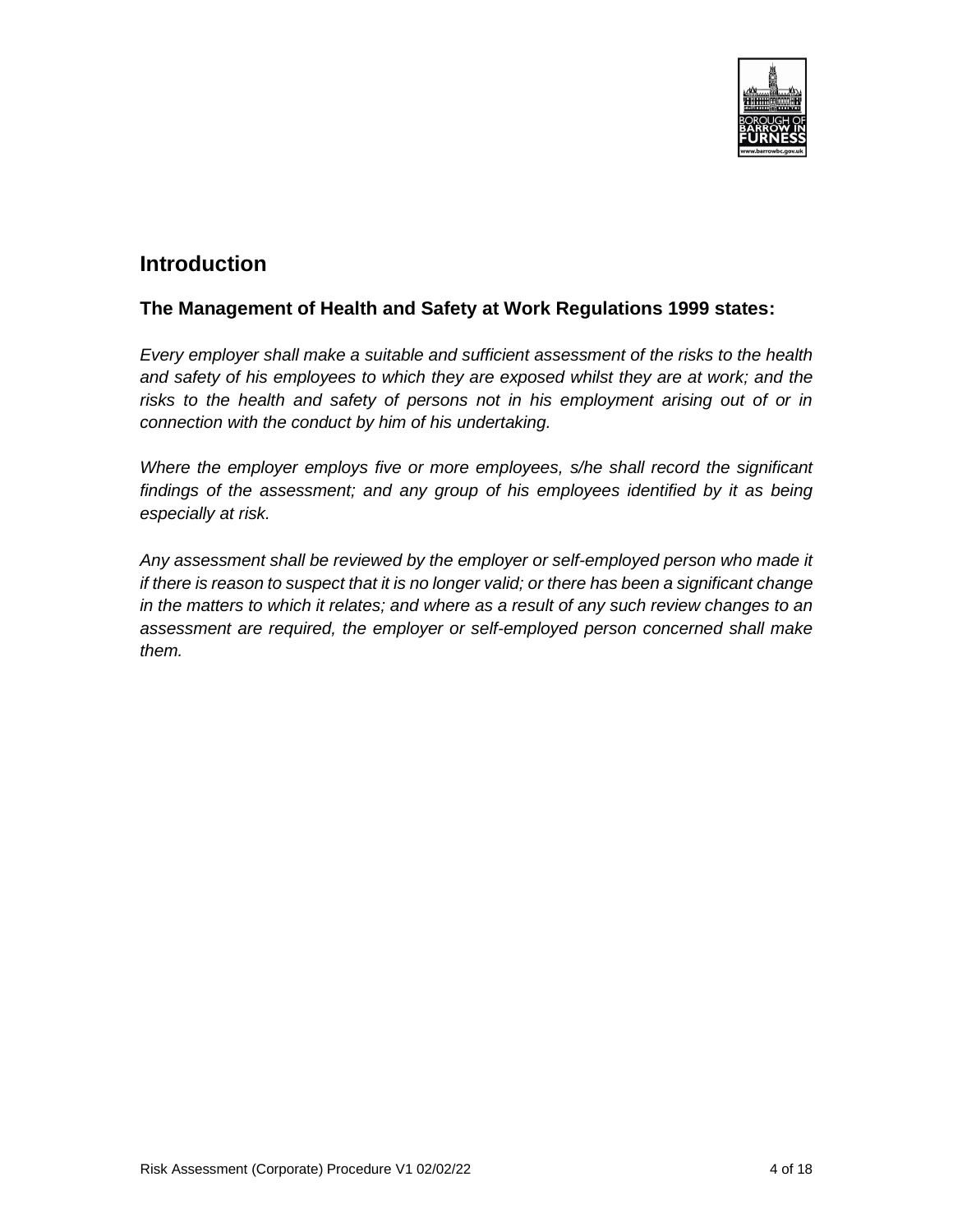# Introduction

## The Management of Health and Safety at Work Regulations 1999 states:

*Every employer shall make a suitable and sufficient assessment of the risks to the health and safety of his employees to which they are exposed whilst they are at work; and the risks to the health and safety of persons not in his employment arising out of or in connection with the conduct by him of his undertaking.*

*Where the employer employs five or more employees, s/he shall record the significant findings of the assessment; and any group of his employees identified by it as being especially at risk.*

*Any assessment shall be reviewed by the employer or self-employed person who made it if there is reason to suspect that it is no longer valid; or there has been a significant change in the matters to which it relates; and where as a result of any such review changes to an assessment are required, the employer or self-employed person concerned shall make them.*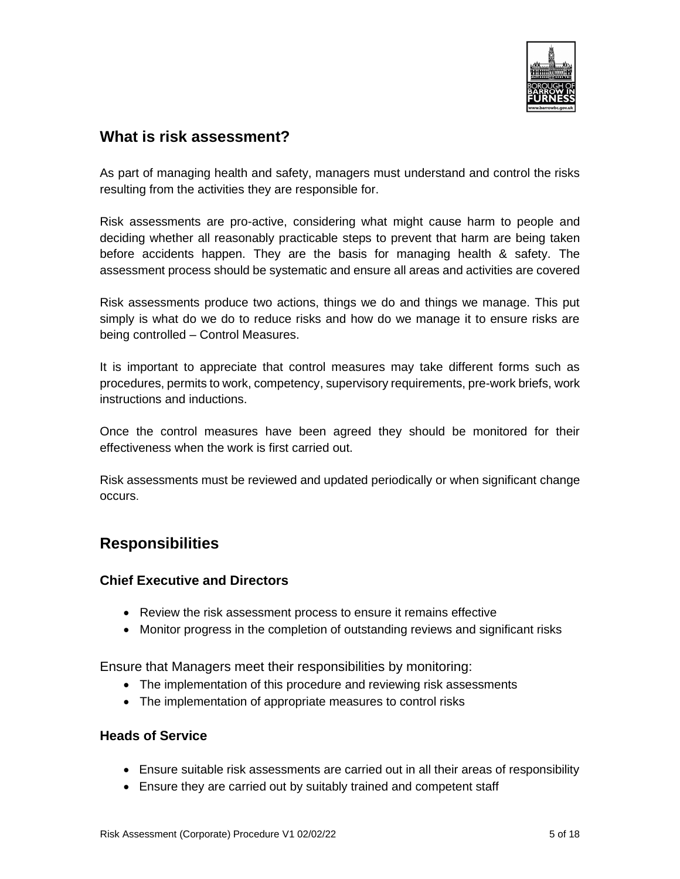## What is risk assessment?

As part of managing health and safety, managers must understand and control the risks resulting from the activities they are responsible for.

Risk assessments are pro-active, considering what might cause harm to people and deciding whether all reasonably practicable steps to prevent that harm are being taken before accidents happen. They are the basis for managing health & safety. The assessment process should be systematic and ensure all areas and activities are covered

Risk assessments produce two actions, things we do and things we manage. This put simply is what do we do to reduce risks and how do we manage it to ensure risks are being controlled – Control Measures.

It is important to appreciate that control measures may take different forms such as procedures, permits to work, competency, supervisory requirements, pre-work briefs, work instructions and inductions.

Once the control measures have been agreed they should be monitored for their effectiveness when the work is first carried out.

Risk assessments must be reviewed and updated periodically or when significant change occurs.

## Responsibilities

### Chief Executive and Directors

- Review the risk assessment process to ensure it remains effective
- Monitor progress in the completion of outstanding reviews and significant risks

Ensure that Managers meet their responsibilities by monitoring:

- The implementation of this procedure and reviewing risk assessments
- The implementation of appropriate measures to control risks

### Heads of Service

- Ensure suitable risk assessments are carried out in all their areas of responsibility
- Ensure they are carried out by suitably trained and competent staff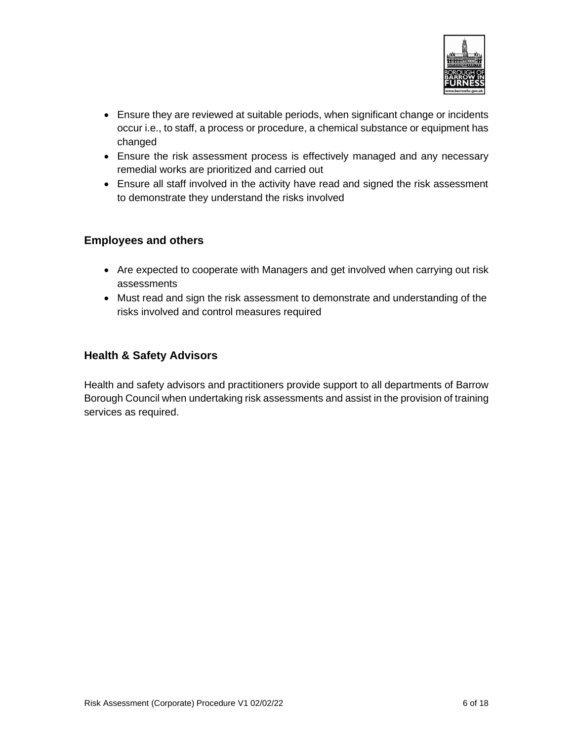- Ensure they are reviewed at suitable periods, when significant change or incidents occur i.e., to staff, a process or procedure, a chemical substance or equipment has changed
- Ensure the risk assessment process is effectively managed and any necessary remedial works are prioritized and carried out
- Ensure all staff involved in the activity have read and signed the risk assessment to demonstrate they understand the risks involved

### Employees and others

- Are expected to cooperate with Managers and get involved when carrying out risk assessments
- Must read and sign the risk assessment to demonstrate and understanding of the risks involved and control measures required

### Health & Safety Advisors

Health and safety advisors and practitioners provide support to all departments of Barrow Borough Council when undertaking risk assessments and assist in the provision of training services as required.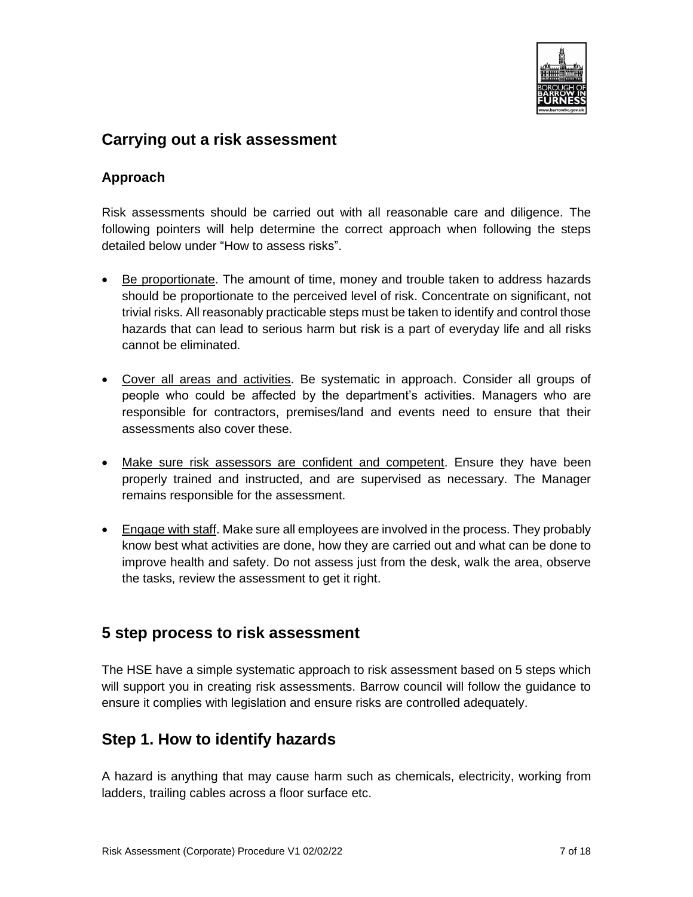## Carrying out a risk assessment

### Approach

Risk assessments should be carried out with all reasonable care and diligence. The following pointers will help determine the correct approach when following the steps detailed below under "How to assess risks".

- Be proportionate. The amount of time, money and trouble taken to address hazards should be proportionate to the perceived level of risk. Concentrate on significant, not trivial risks. All reasonably practicable steps must be taken to identify and control those hazards that can lead to serious harm but risk is a part of everyday life and all risks cannot be eliminated.

- Cover all areas and activities. Be systematic in approach. Consider all groups of people who could be affected by the department's activities. Managers who are responsible for contractors, premises/land and events need to ensure that their assessments also cover these.

- Make sure risk assessors are confident and competent. Ensure they have been properly trained and instructed, and are supervised as necessary. The Manager remains responsible for the assessment.

- Engage with staff. Make sure all employees are involved in the process. They probably know best what activities are done, how they are carried out and what can be done to improve health and safety. Do not assess just from the desk, walk the area, observe the tasks, review the assessment to get it right.

## 5 step process to risk assessment

The HSE have a simple systematic approach to risk assessment based on 5 steps which will support you in creating risk assessments. Barrow council will follow the guidance to ensure it complies with legislation and ensure risks are controlled adequately.

## Step 1. How to identify hazards

A hazard is anything that may cause harm such as chemicals, electricity, working from ladders, trailing cables across a floor surface etc.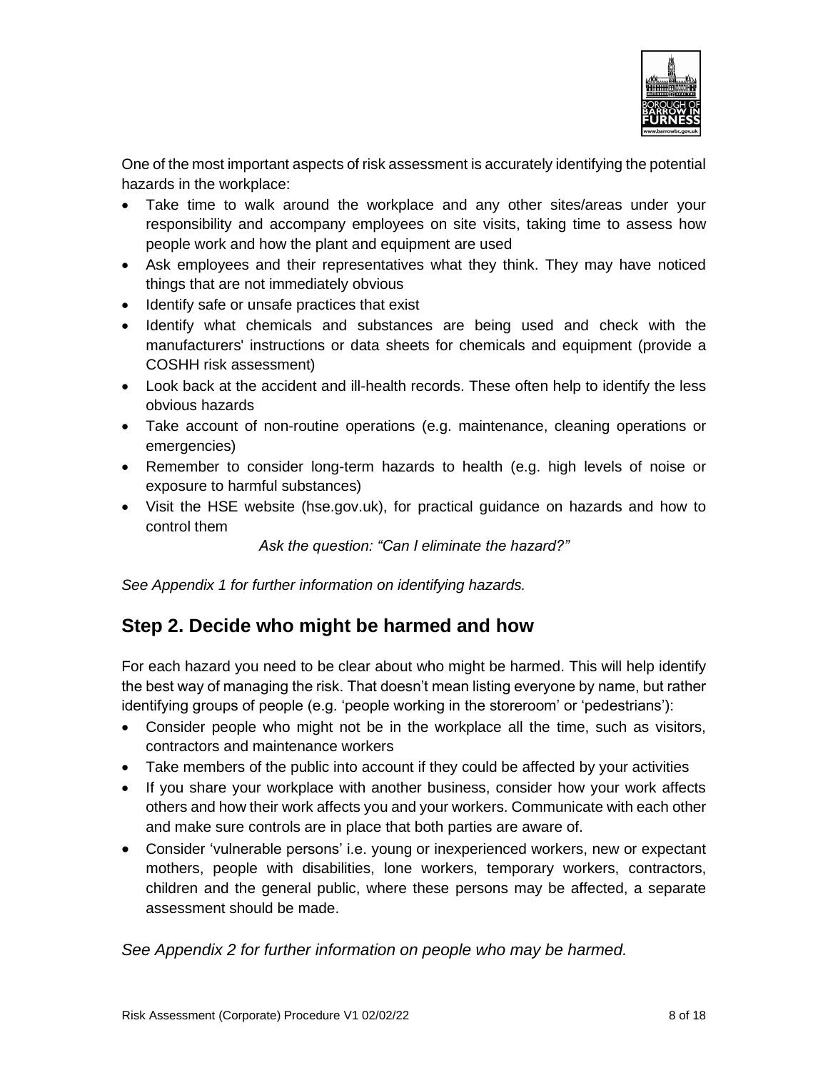One of the most important aspects of risk assessment is accurately identifying the potential hazards in the workplace:

- Take time to walk around the workplace and any other sites/areas under your responsibility and accompany employees on site visits, taking time to assess how people work and how the plant and equipment are used
- Ask employees and their representatives what they think. They may have noticed things that are not immediately obvious
- Identify safe or unsafe practices that exist
- Identify what chemicals and substances are being used and check with the manufacturers' instructions or data sheets for chemicals and equipment (provide a COSHH risk assessment)
- Look back at the accident and ill-health records. These often help to identify the less obvious hazards
- Take account of non-routine operations (e.g. maintenance, cleaning operations or emergencies)
- Remember to consider long-term hazards to health (e.g. high levels of noise or exposure to harmful substances)
- Visit the HSE website (hse.gov.uk), for practical guidance on hazards and how to control them

*Ask the question: "Can I eliminate the hazard?"*

*See Appendix 1 for further information on identifying hazards.*

## Step 2. Decide who might be harmed and how

For each hazard you need to be clear about who might be harmed. This will help identify the best way of managing the risk. That doesn't mean listing everyone by name, but rather identifying groups of people (e.g. 'people working in the storeroom' or 'pedestrians'):

- Consider people who might not be in the workplace all the time, such as visitors, contractors and maintenance workers
- Take members of the public into account if they could be affected by your activities
- If you share your workplace with another business, consider how your work affects others and how their work affects you and your workers. Communicate with each other and make sure controls are in place that both parties are aware of.
- Consider 'vulnerable persons' i.e. young or inexperienced workers, new or expectant mothers, people with disabilities, lone workers, temporary workers, contractors, children and the general public, where these persons may be affected, a separate assessment should be made.

*See Appendix 2 for further information on people who may be harmed.*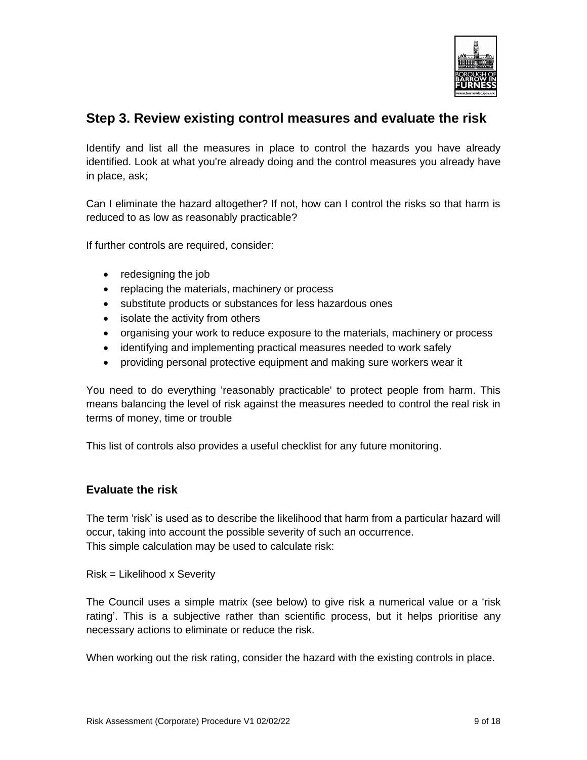## Step 3. Review existing control measures and evaluate the risk

Identify and list all the measures in place to control the hazards you have already identified. Look at what you're already doing and the control measures you already have in place, ask;

Can I eliminate the hazard altogether? If not, how can I control the risks so that harm is reduced to as low as reasonably practicable?

If further controls are required, consider:

- redesigning the job
- replacing the materials, machinery or process
- substitute products or substances for less hazardous ones
- isolate the activity from others
- organising your work to reduce exposure to the materials, machinery or process
- identifying and implementing practical measures needed to work safely
- providing personal protective equipment and making sure workers wear it

You need to do everything 'reasonably practicable' to protect people from harm. This means balancing the level of risk against the measures needed to control the real risk in terms of money, time or trouble

This list of controls also provides a useful checklist for any future monitoring.

### Evaluate the risk

The term 'risk' is used as to describe the likelihood that harm from a particular hazard will occur, taking into account the possible severity of such an occurrence.
This simple calculation may be used to calculate risk:

Risk = Likelihood x Severity

The Council uses a simple matrix (see below) to give risk a numerical value or a 'risk rating'. This is a subjective rather than scientific process, but it helps prioritise any necessary actions to eliminate or reduce the risk.

When working out the risk rating, consider the hazard with the existing controls in place.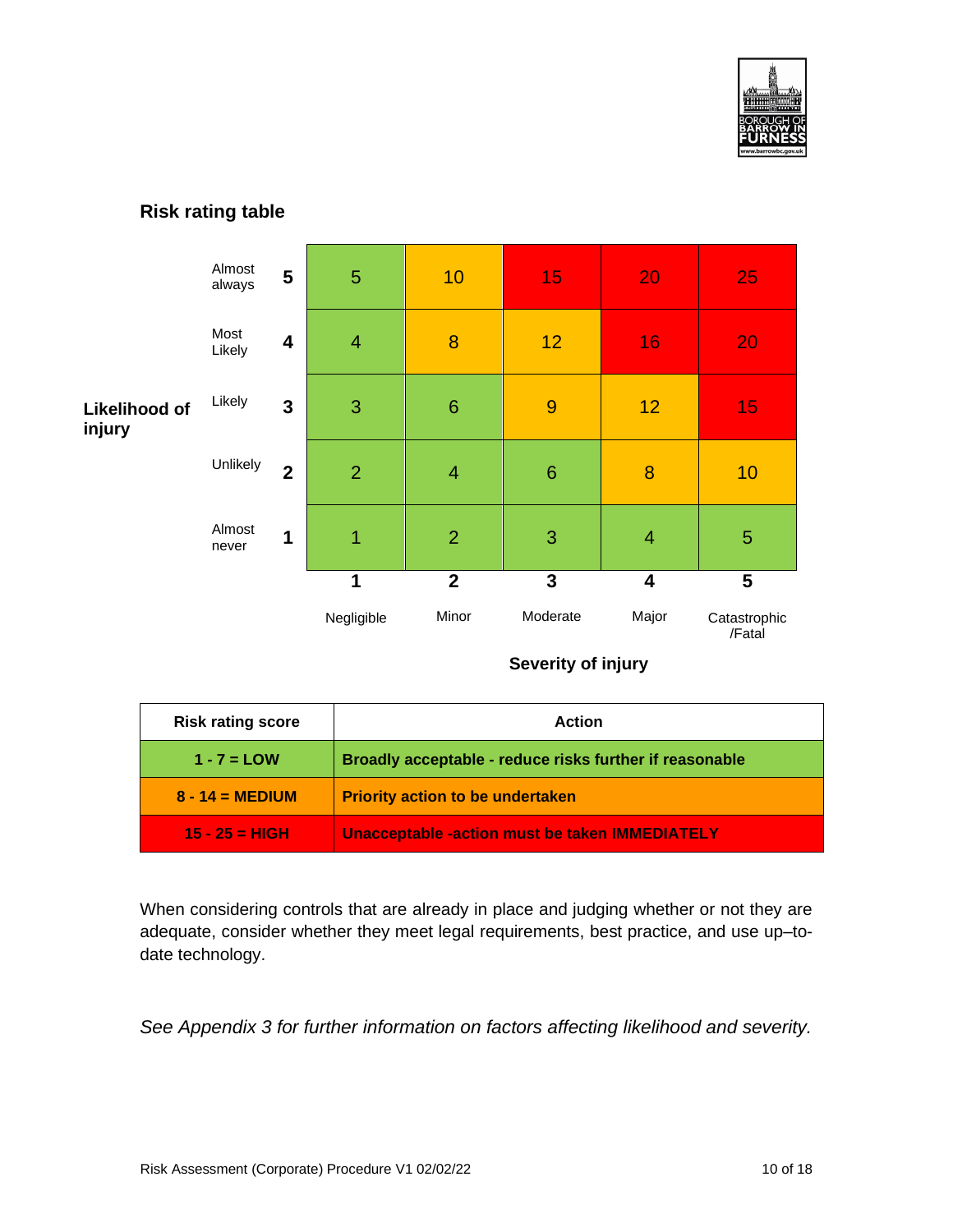## Risk rating table

| Likelihood of injury | | Severity 1 | Severity 2 | Severity 3 | Severity 4 | Severity 5 |
|---|---|---|---|---|---|---|
| Almost always | 5 | 5 | 10 | 15 | 20 | 25 |
| Most Likely | 4 | 4 | 8 | 12 | 16 | 20 |
| Likely | 3 | 3 | 6 | 9 | 12 | 15 |
| Unlikely | 2 | 2 | 4 | 6 | 8 | 10 |
| Almost never | 1 | 1 | 2 | 3 | 4 | 5 |
| | | **1** Negligible | **2** Minor | **3** Moderate | **4** Major | **5** Catastrophic /Fatal |

**Severity of injury**

| Risk rating score | Action |
|---|---|
| **1 - 7 = LOW** | **Broadly acceptable - reduce risks further if reasonable** |
| **8 - 14 = MEDIUM** | **Priority action to be undertaken** |
| **15 - 25 = HIGH** | **Unacceptable -action must be taken IMMEDIATELY** |

When considering controls that are already in place and judging whether or not they are adequate, consider whether they meet legal requirements, best practice, and use up–to-date technology.

*See Appendix 3 for further information on factors affecting likelihood and severity.*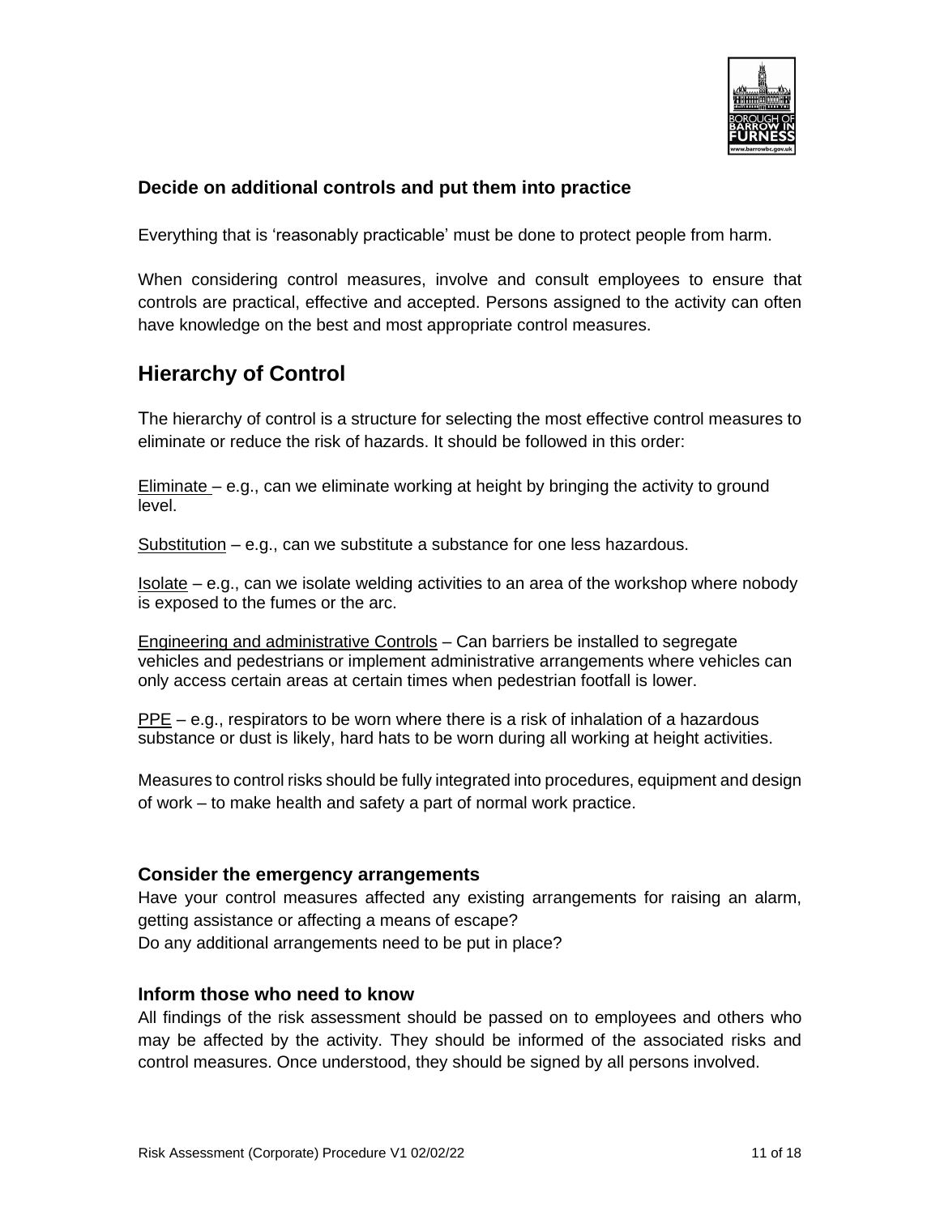### Decide on additional controls and put them into practice

Everything that is 'reasonably practicable' must be done to protect people from harm.

When considering control measures, involve and consult employees to ensure that controls are practical, effective and accepted. Persons assigned to the activity can often have knowledge on the best and most appropriate control measures.

## Hierarchy of Control

The hierarchy of control is a structure for selecting the most effective control measures to eliminate or reduce the risk of hazards. It should be followed in this order:

Eliminate – e.g., can we eliminate working at height by bringing the activity to ground level.

Substitution – e.g., can we substitute a substance for one less hazardous.

Isolate – e.g., can we isolate welding activities to an area of the workshop where nobody is exposed to the fumes or the arc.

Engineering and administrative Controls – Can barriers be installed to segregate vehicles and pedestrians or implement administrative arrangements where vehicles can only access certain areas at certain times when pedestrian footfall is lower.

PPE – e.g., respirators to be worn where there is a risk of inhalation of a hazardous substance or dust is likely, hard hats to be worn during all working at height activities.

Measures to control risks should be fully integrated into procedures, equipment and design of work – to make health and safety a part of normal work practice.

### Consider the emergency arrangements

Have your control measures affected any existing arrangements for raising an alarm, getting assistance or affecting a means of escape?
Do any additional arrangements need to be put in place?

### Inform those who need to know

All findings of the risk assessment should be passed on to employees and others who may be affected by the activity. They should be informed of the associated risks and control measures. Once understood, they should be signed by all persons involved.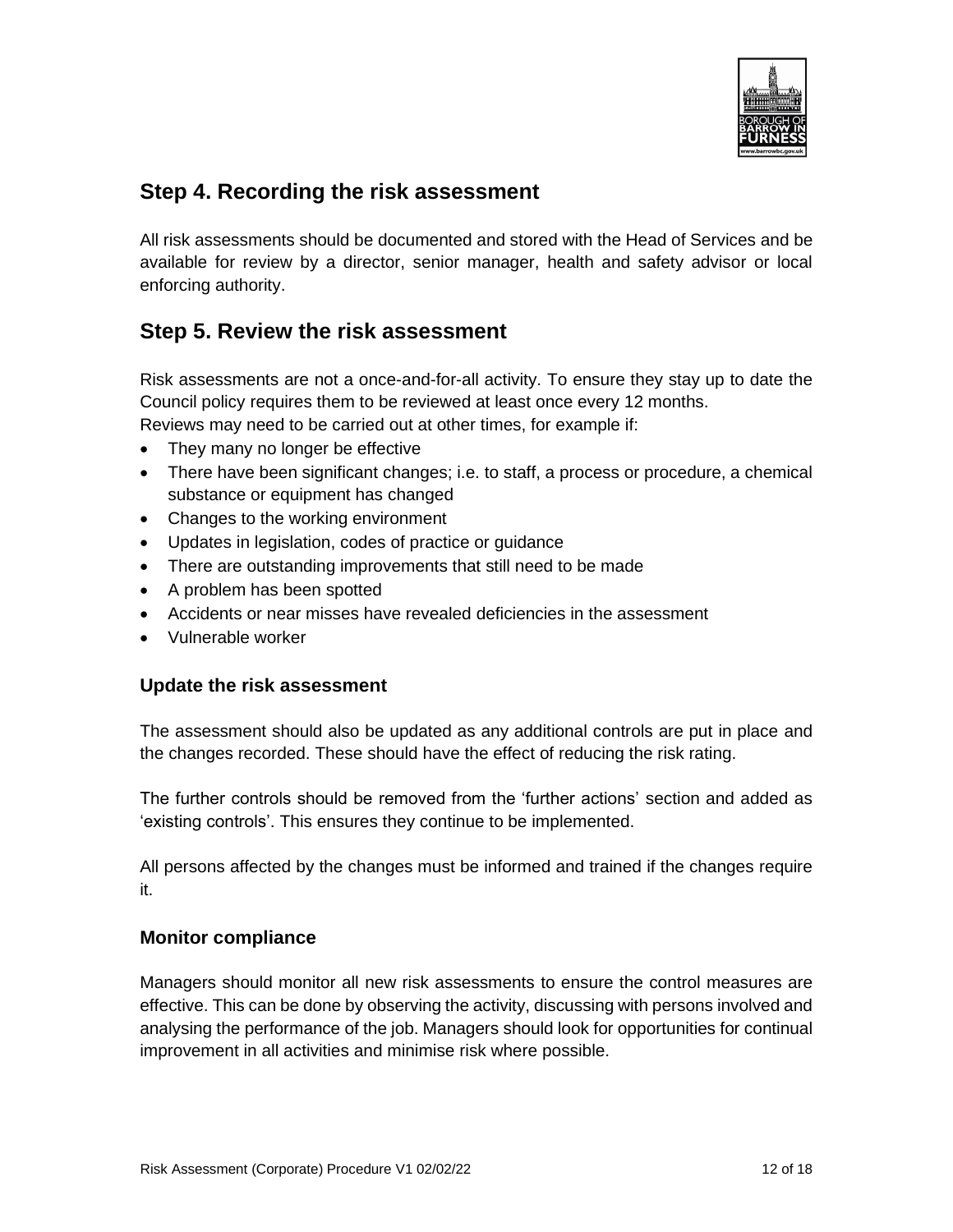## Step 4. Recording the risk assessment

All risk assessments should be documented and stored with the Head of Services and be available for review by a director, senior manager, health and safety advisor or local enforcing authority.

## Step 5. Review the risk assessment

Risk assessments are not a once-and-for-all activity. To ensure they stay up to date the Council policy requires them to be reviewed at least once every 12 months.
Reviews may need to be carried out at other times, for example if:

- They many no longer be effective
- There have been significant changes; i.e. to staff, a process or procedure, a chemical substance or equipment has changed
- Changes to the working environment
- Updates in legislation, codes of practice or guidance
- There are outstanding improvements that still need to be made
- A problem has been spotted
- Accidents or near misses have revealed deficiencies in the assessment
- Vulnerable worker

### Update the risk assessment

The assessment should also be updated as any additional controls are put in place and the changes recorded. These should have the effect of reducing the risk rating.

The further controls should be removed from the 'further actions' section and added as 'existing controls'. This ensures they continue to be implemented.

All persons affected by the changes must be informed and trained if the changes require it.

### Monitor compliance

Managers should monitor all new risk assessments to ensure the control measures are effective. This can be done by observing the activity, discussing with persons involved and analysing the performance of the job. Managers should look for opportunities for continual improvement in all activities and minimise risk where possible.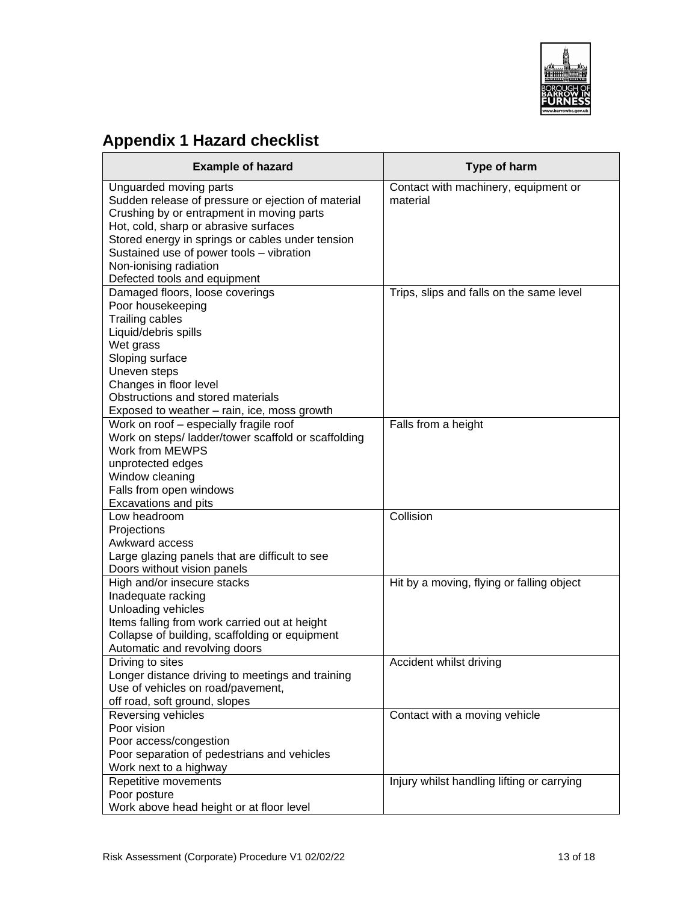# Appendix 1 Hazard checklist

| Example of hazard | Type of harm |
|---|---|
| Unguarded moving parts<br>Sudden release of pressure or ejection of material<br>Crushing by or entrapment in moving parts<br>Hot, cold, sharp or abrasive surfaces<br>Stored energy in springs or cables under tension<br>Sustained use of power tools – vibration<br>Non-ionising radiation<br>Defected tools and equipment | Contact with machinery, equipment or material |
| Damaged floors, loose coverings<br>Poor housekeeping<br>Trailing cables<br>Liquid/debris spills<br>Wet grass<br>Sloping surface<br>Uneven steps<br>Changes in floor level<br>Obstructions and stored materials<br>Exposed to weather – rain, ice, moss growth | Trips, slips and falls on the same level |
| Work on roof – especially fragile roof<br>Work on steps/ ladder/tower scaffold or scaffolding<br>Work from MEWPS<br>unprotected edges<br>Window cleaning<br>Falls from open windows<br>Excavations and pits | Falls from a height |
| Low headroom<br>Projections<br>Awkward access<br>Large glazing panels that are difficult to see<br>Doors without vision panels | Collision |
| High and/or insecure stacks<br>Inadequate racking<br>Unloading vehicles<br>Items falling from work carried out at height<br>Collapse of building, scaffolding or equipment<br>Automatic and revolving doors | Hit by a moving, flying or falling object |
| Driving to sites<br>Longer distance driving to meetings and training<br>Use of vehicles on road/pavement,<br>off road, soft ground, slopes | Accident whilst driving |
| Reversing vehicles<br>Poor vision<br>Poor access/congestion<br>Poor separation of pedestrians and vehicles<br>Work next to a highway | Contact with a moving vehicle |
| Repetitive movements<br>Poor posture<br>Work above head height or at floor level | Injury whilst handling lifting or carrying |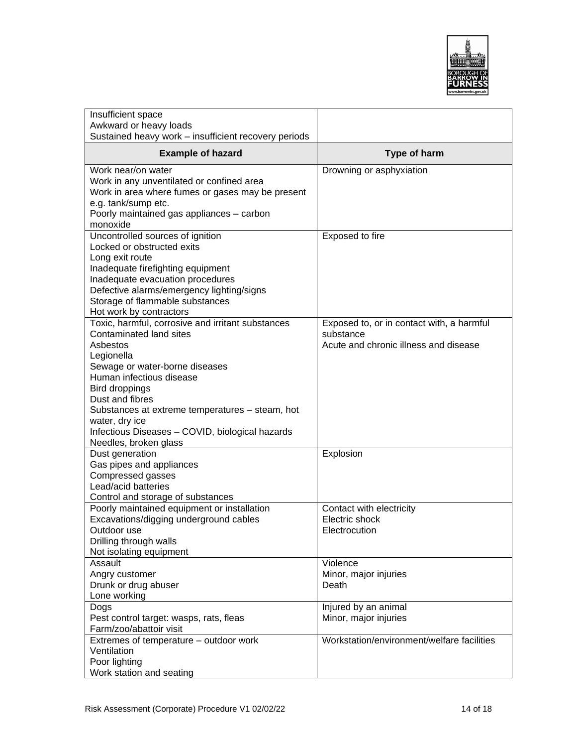| Example of hazard | Type of harm |
|---|---|
| Insufficient space<br>Awkward or heavy loads<br>Sustained heavy work – insufficient recovery periods | |
| **Example of hazard** | **Type of harm** |
| Work near/on water<br>Work in any unventilated or confined area<br>Work in area where fumes or gases may be present e.g. tank/sump etc.<br>Poorly maintained gas appliances – carbon monoxide | Drowning or asphyxiation |
| Uncontrolled sources of ignition<br>Locked or obstructed exits<br>Long exit route<br>Inadequate firefighting equipment<br>Inadequate evacuation procedures<br>Defective alarms/emergency lighting/signs<br>Storage of flammable substances<br>Hot work by contractors | Exposed to fire |
| Toxic, harmful, corrosive and irritant substances<br>Contaminated land sites<br>Asbestos<br>Legionella<br>Sewage or water-borne diseases<br>Human infectious disease<br>Bird droppings<br>Dust and fibres<br>Substances at extreme temperatures – steam, hot water, dry ice<br>Infectious Diseases – COVID, biological hazards<br>Needles, broken glass | Exposed to, or in contact with, a harmful substance<br>Acute and chronic illness and disease |
| Dust generation<br>Gas pipes and appliances<br>Compressed gasses<br>Lead/acid batteries<br>Control and storage of substances | Explosion |
| Poorly maintained equipment or installation<br>Excavations/digging underground cables<br>Outdoor use<br>Drilling through walls<br>Not isolating equipment | Contact with electricity<br>Electric shock<br>Electrocution |
| Assault<br>Angry customer<br>Drunk or drug abuser<br>Lone working | Violence<br>Minor, major injuries<br>Death |
| Dogs<br>Pest control target: wasps, rats, fleas<br>Farm/zoo/abattoir visit | Injured by an animal<br>Minor, major injuries |
| Extremes of temperature – outdoor work<br>Ventilation<br>Poor lighting<br>Work station and seating | Workstation/environment/welfare facilities |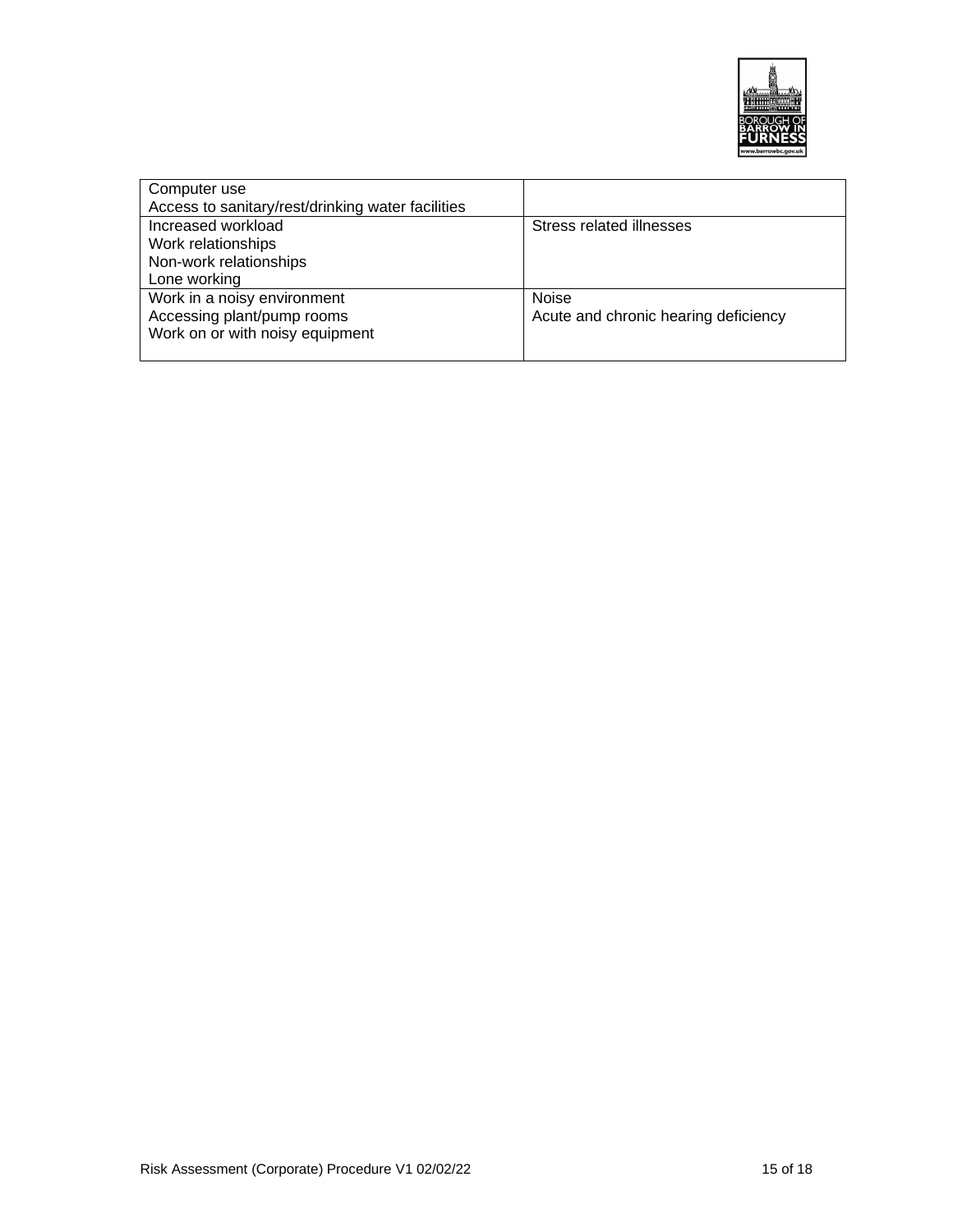| | |
|---|---|
| Computer use<br>Access to sanitary/rest/drinking water facilities | |
| Increased workload<br>Work relationships<br>Non-work relationships<br>Lone working | Stress related illnesses |
| Work in a noisy environment<br>Accessing plant/pump rooms<br>Work on or with noisy equipment | Noise<br>Acute and chronic hearing deficiency |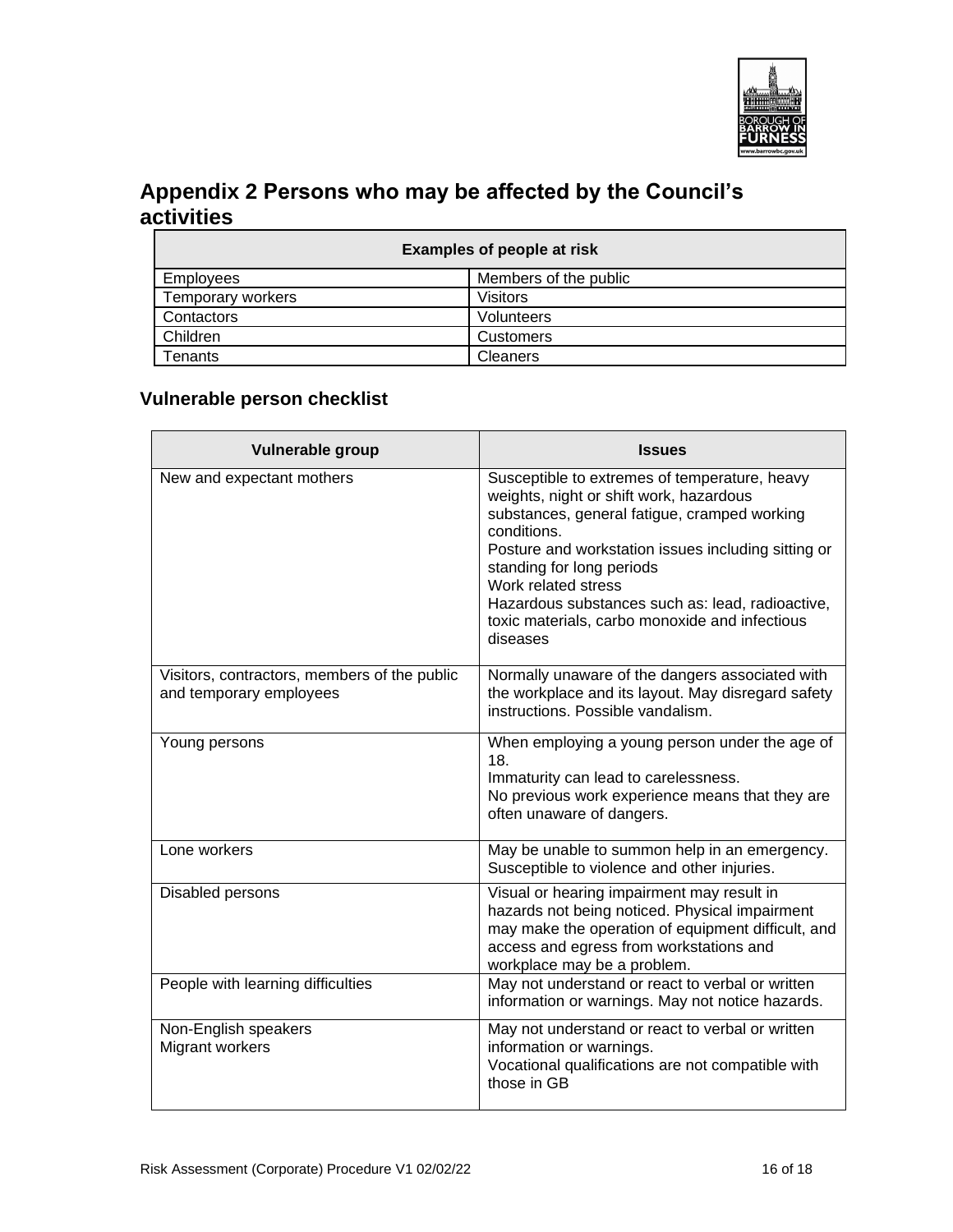# Appendix 2 Persons who may be affected by the Council's activities

| Examples of people at risk | |
|---|---|
| Employees | Members of the public |
| Temporary workers | Visitors |
| Contactors | Volunteers |
| Children | Customers |
| Tenants | Cleaners |

## Vulnerable person checklist

| Vulnerable group | Issues |
|---|---|
| New and expectant mothers | Susceptible to extremes of temperature, heavy weights, night or shift work, hazardous substances, general fatigue, cramped working conditions.<br>Posture and workstation issues including sitting or standing for long periods<br>Work related stress<br>Hazardous substances such as: lead, radioactive, toxic materials, carbo monoxide and infectious diseases |
| Visitors, contractors, members of the public and temporary employees | Normally unaware of the dangers associated with the workplace and its layout. May disregard safety instructions. Possible vandalism. |
| Young persons | When employing a young person under the age of 18.<br>Immaturity can lead to carelessness.<br>No previous work experience means that they are often unaware of dangers. |
| Lone workers | May be unable to summon help in an emergency. Susceptible to violence and other injuries. |
| Disabled persons | Visual or hearing impairment may result in hazards not being noticed. Physical impairment may make the operation of equipment difficult, and access and egress from workstations and workplace may be a problem. |
| People with learning difficulties | May not understand or react to verbal or written information or warnings. May not notice hazards. |
| Non-English speakers<br>Migrant workers | May not understand or react to verbal or written information or warnings.<br>Vocational qualifications are not compatible with those in GB |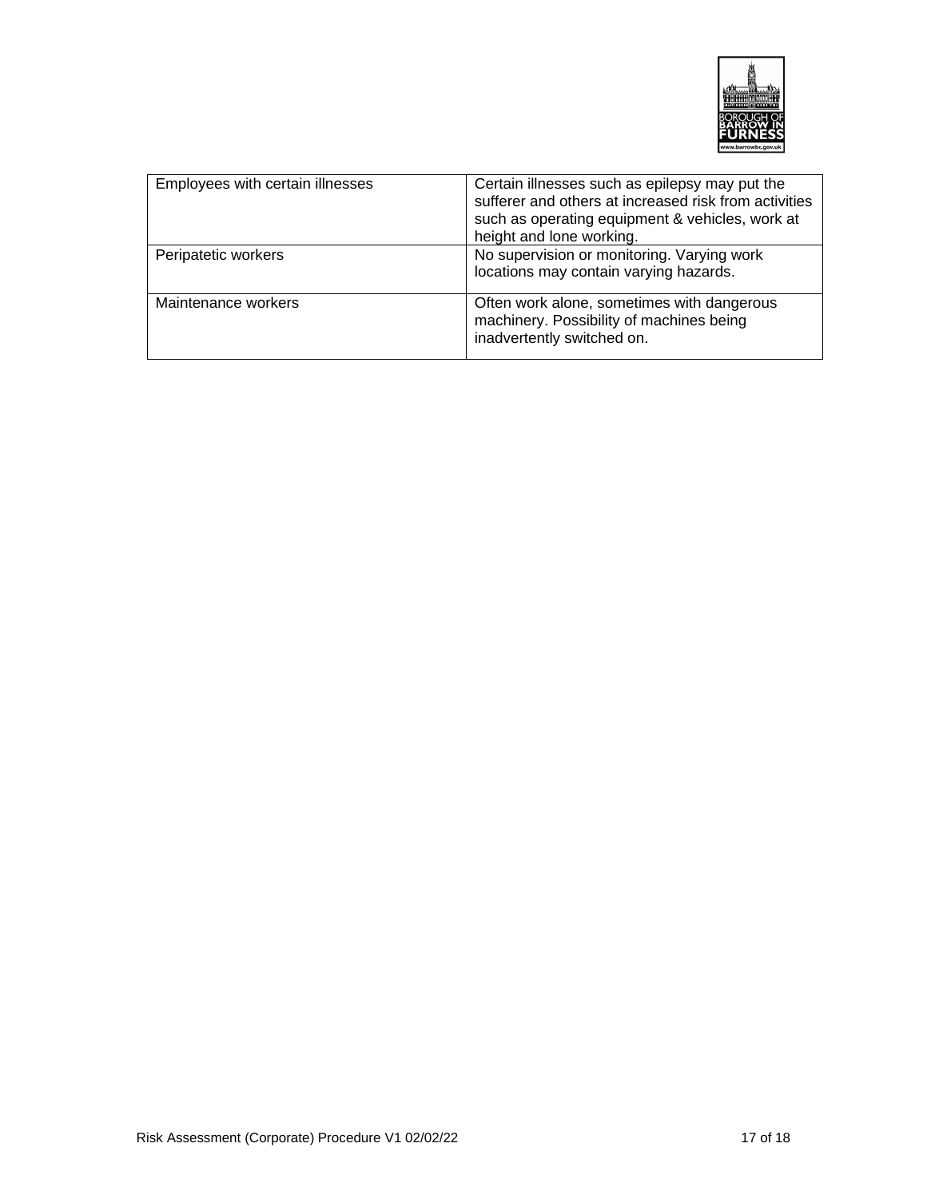| | |
|---|---|
| Employees with certain illnesses | Certain illnesses such as epilepsy may put the sufferer and others at increased risk from activities such as operating equipment & vehicles, work at height and lone working. |
| Peripatetic workers | No supervision or monitoring. Varying work locations may contain varying hazards. |
| Maintenance workers | Often work alone, sometimes with dangerous machinery. Possibility of machines being inadvertently switched on. |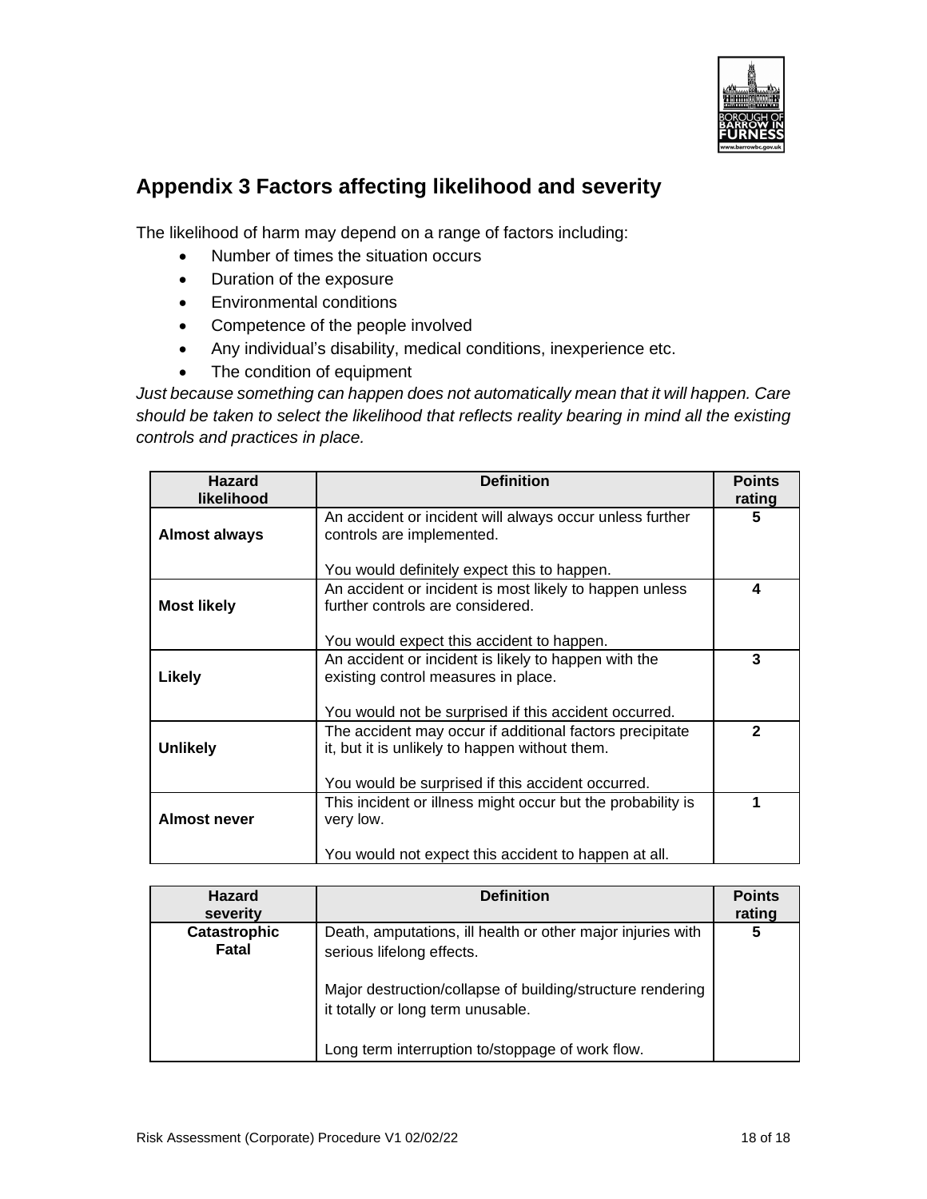## Appendix 3 Factors affecting likelihood and severity

The likelihood of harm may depend on a range of factors including:

- Number of times the situation occurs
- Duration of the exposure
- Environmental conditions
- Competence of the people involved
- Any individual's disability, medical conditions, inexperience etc.
- The condition of equipment

*Just because something can happen does not automatically mean that it will happen. Care should be taken to select the likelihood that reflects reality bearing in mind all the existing controls and practices in place.*

| Hazard likelihood | Definition | Points rating |
|---|---|---|
| **Almost always** | An accident or incident will always occur unless further controls are implemented.<br><br>You would definitely expect this to happen. | **5** |
| **Most likely** | An accident or incident is most likely to happen unless further controls are considered.<br><br>You would expect this accident to happen. | **4** |
| **Likely** | An accident or incident is likely to happen with the existing control measures in place.<br><br>You would not be surprised if this accident occurred. | **3** |
| **Unlikely** | The accident may occur if additional factors precipitate it, but it is unlikely to happen without them.<br><br>You would be surprised if this accident occurred. | **2** |
| **Almost never** | This incident or illness might occur but the probability is very low.<br><br>You would not expect this accident to happen at all. | **1** |

| Hazard severity | Definition | Points rating |
|---|---|---|
| **Catastrophic Fatal** | Death, amputations, ill health or other major injuries with serious lifelong effects.<br><br>Major destruction/collapse of building/structure rendering it totally or long term unusable.<br><br>Long term interruption to/stoppage of work flow. | **5** |